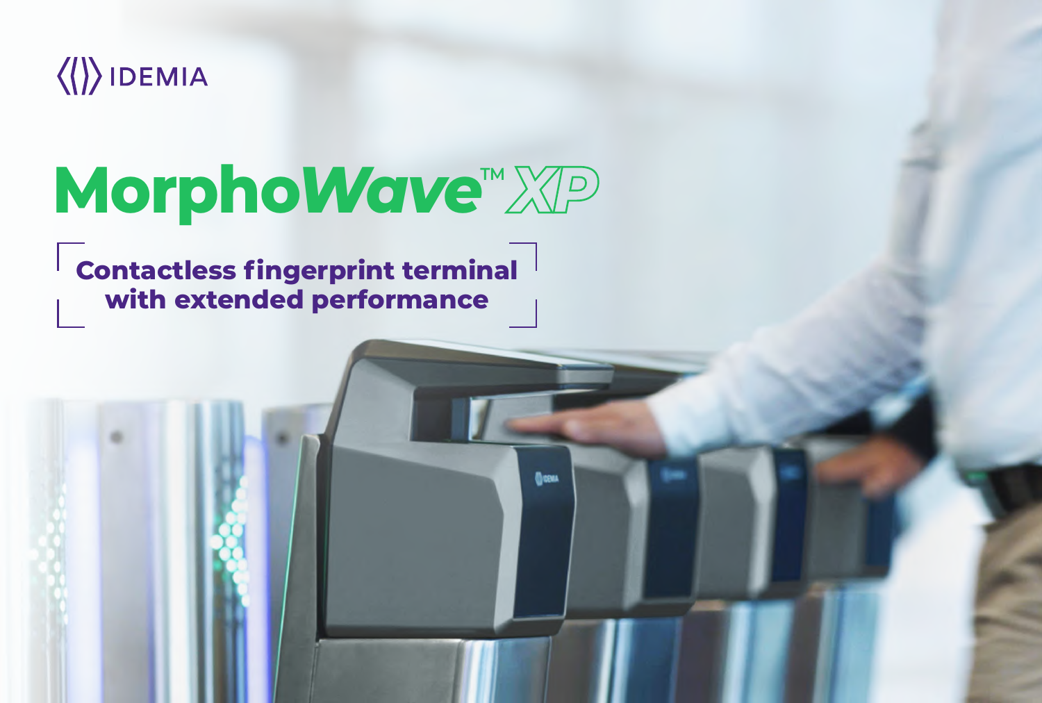IDEMIA

# MorphoWave™ XP

## Contactless fingerprint terminal with extended performance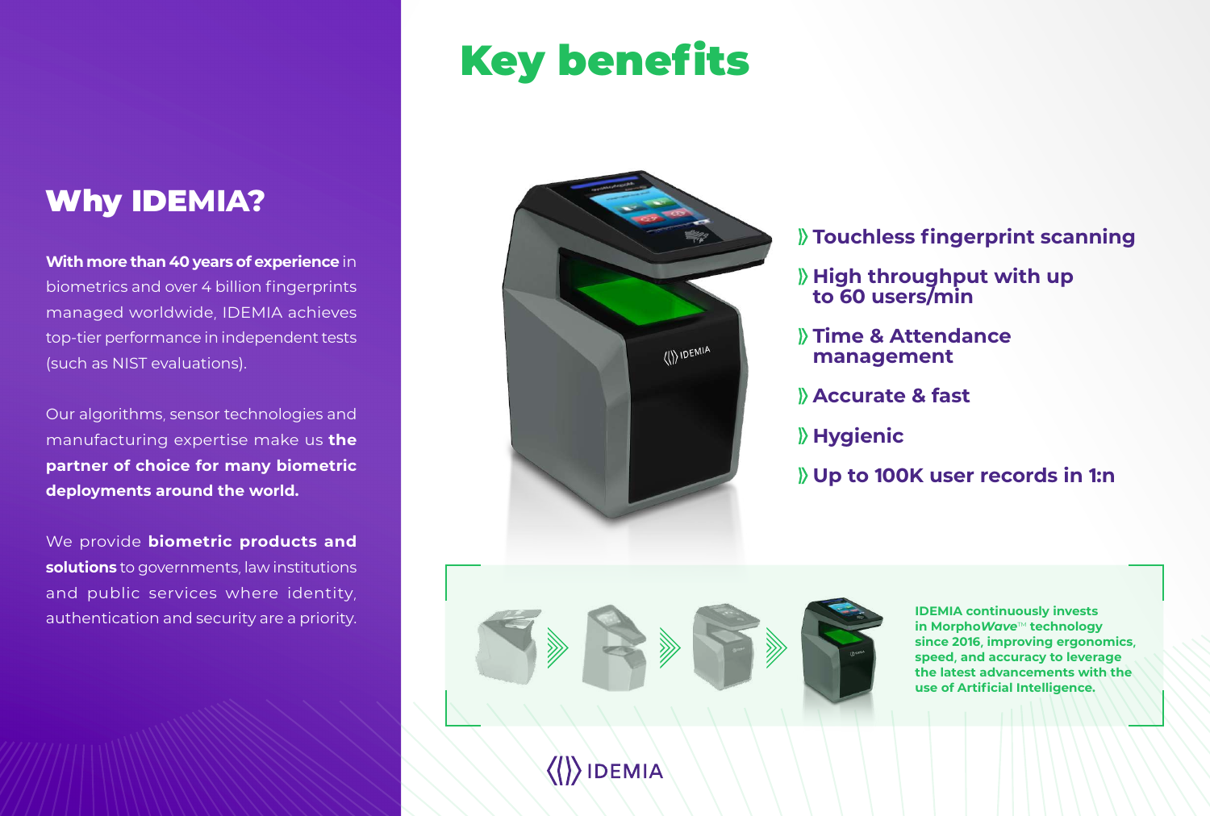## Why IDEMIA?

**With more than 40 years of experience** in biometrics and over 4 billion fingerprints managed worldwide, IDEMIA achieves top-tier performance in independent tests (such as NIST evaluations).

Our algorithms, sensor technologies and manufacturing expertise make us **the partner of choice for many biometric deployments around the world.**

We provide **biometric products and solutions** to governments, law institutions and public services where identity, authentication and security are a priority.

# Key benefits

- **Touchless fingerprint scanning**
- **High throughput with up to 60 users/min**
- **Time & Attendance management**
- **Accurate & fast**
- **Hygienic**
- **Up to 100K user records in 1:n**

**IDEMIA continuously invests in Morpho*Wave*™ technology since 2016, improving ergonomics, speed, and accuracy to leverage the latest advancements with the use of Artificial Intelligence.**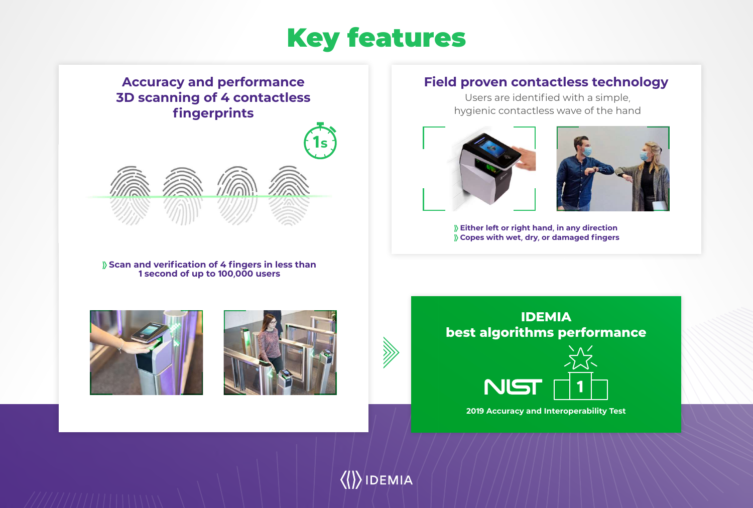# Key features

## Accuracy and performance 3D scanning of 4 contactless fingerprints

1s

- Scan and verification of 4 fingers in less than 1 second of up to 100,000 users

## Field proven contactless technology

Users are identified with a simple, hygienic contactless wave of the hand

- Either left or right hand, in any direction
- Copes with wet, dry, or damaged fingers

## IDEMIA best algorithms performance

NIST 1

2019 Accuracy and Interoperability Test

IDEMIA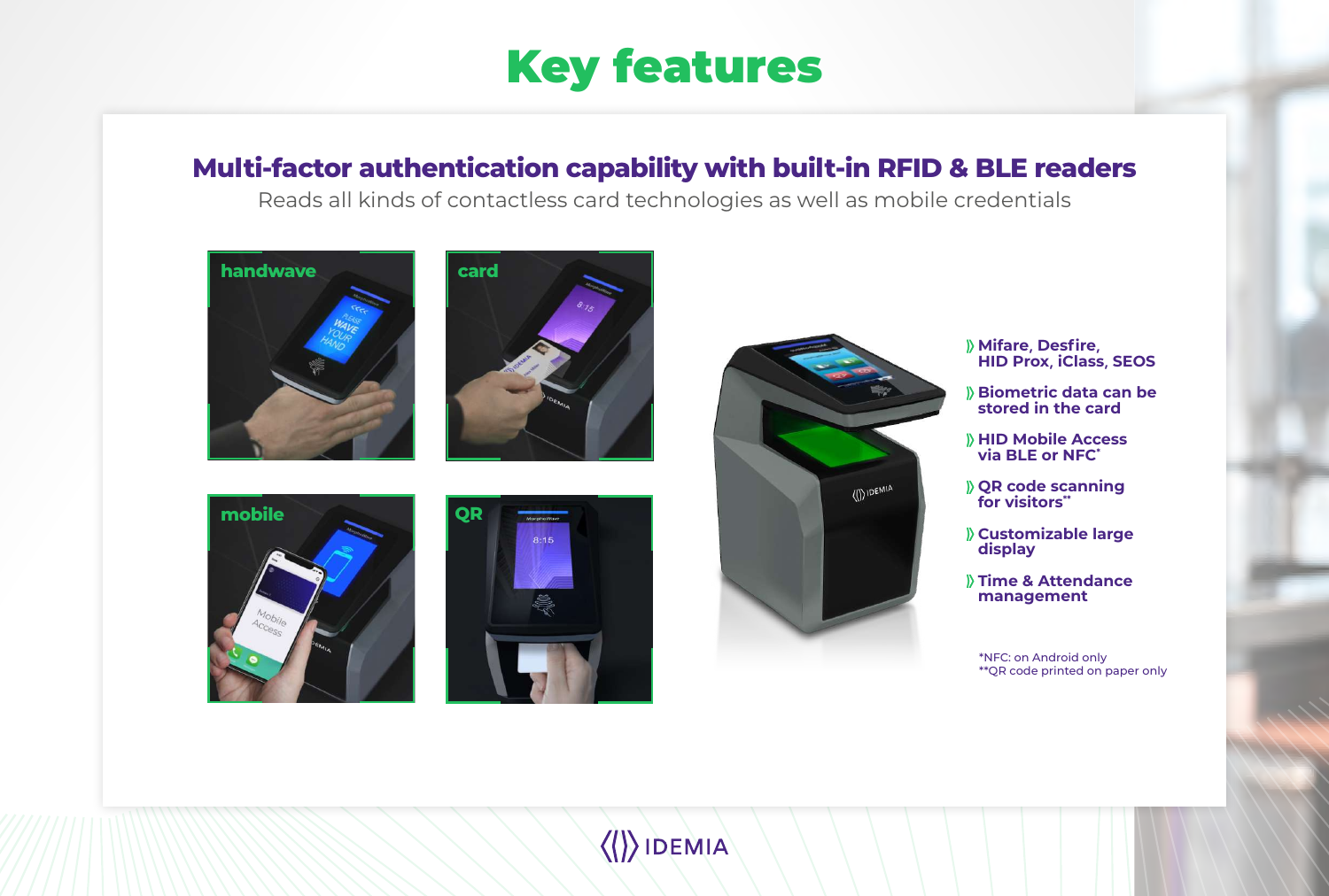# Key features

## Multi-factor authentication capability with built-in RFID & BLE readers

Reads all kinds of contactless card technologies as well as mobile credentials

handwave

card

mobile

QR

- Mifare, Desfire, HID Prox, iClass, SEOS
- Biometric data can be stored in the card
- HID Mobile Access via BLE or NFC*
- QR code scanning for visitors**
- Customizable large display
- Time & Attendance management

*NFC: on Android only
**QR code printed on paper only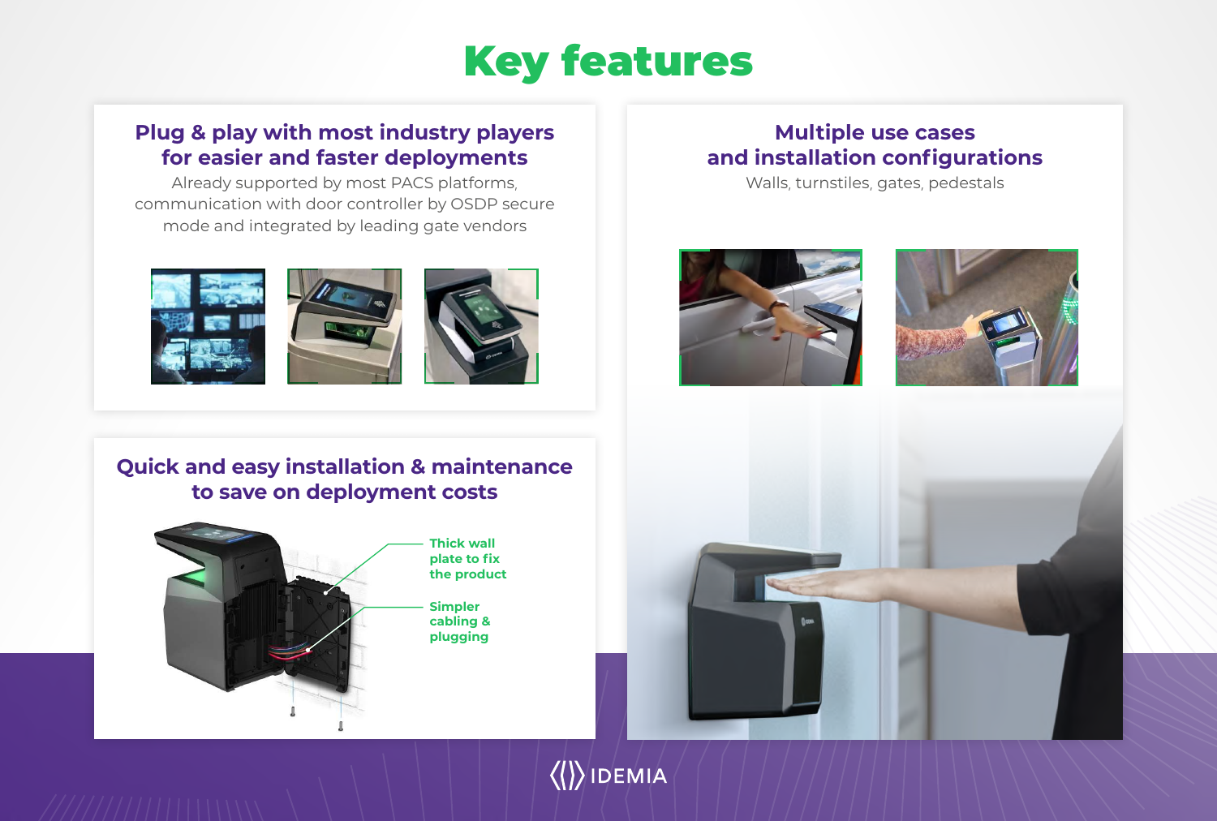# Key features

## Plug & play with most industry players for easier and faster deployments

Already supported by most PACS platforms, communication with door controller by OSDP secure mode and integrated by leading gate vendors

## Quick and easy installation & maintenance to save on deployment costs

Thick wall plate to fix the product

Simpler cabling & plugging

## Multiple use cases and installation configurations

Walls, turnstiles, gates, pedestals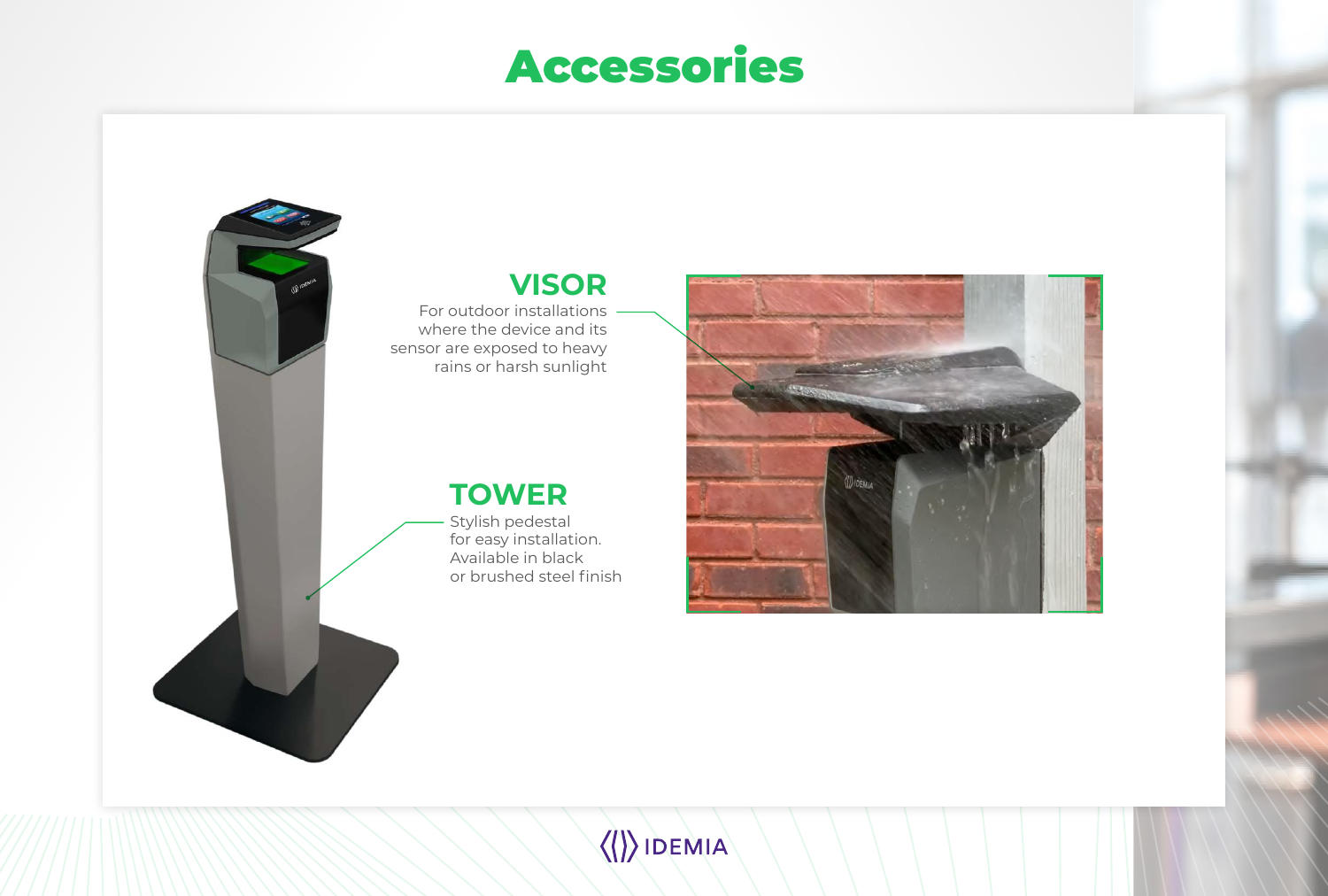# Accessories

## VISOR

For outdoor installations where the device and its sensor are exposed to heavy rains or harsh sunlight

## TOWER

Stylish pedestal for easy installation. Available in black or brushed steel finish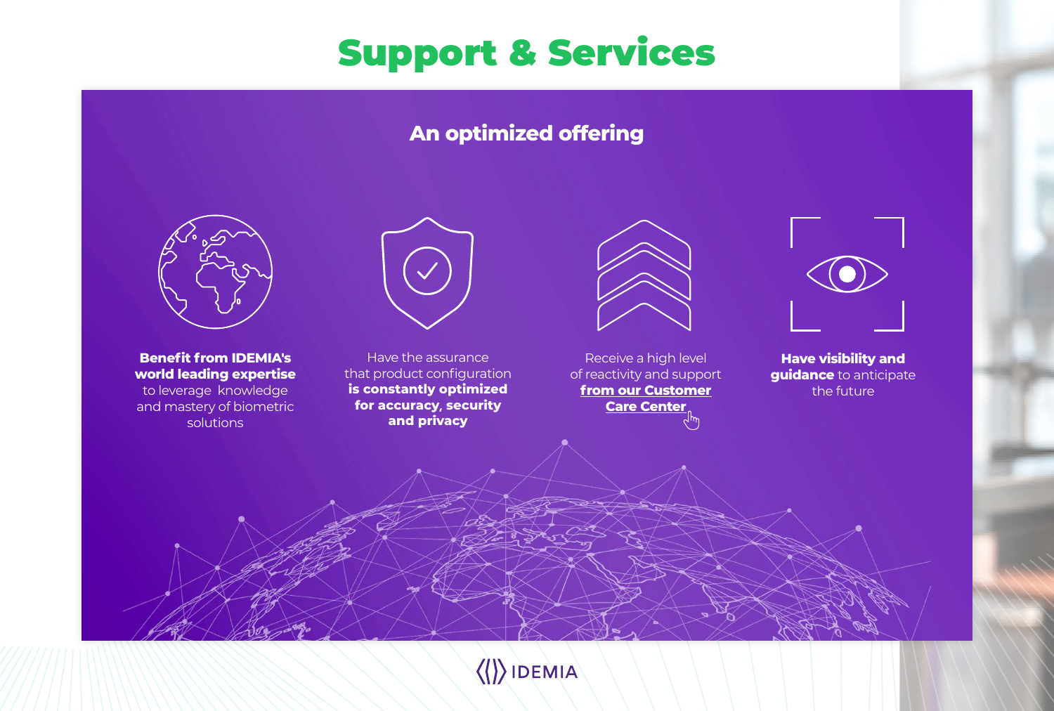# Support & Services

## An optimized offering

**Benefit from IDEMIA's world leading expertise** to leverage knowledge and mastery of biometric solutions

Have the assurance that product configuration **is constantly optimized for accuracy, security and privacy**

Receive a high level of reactivity and support **from our Customer Care Center**

**Have visibility and guidance** to anticipate the future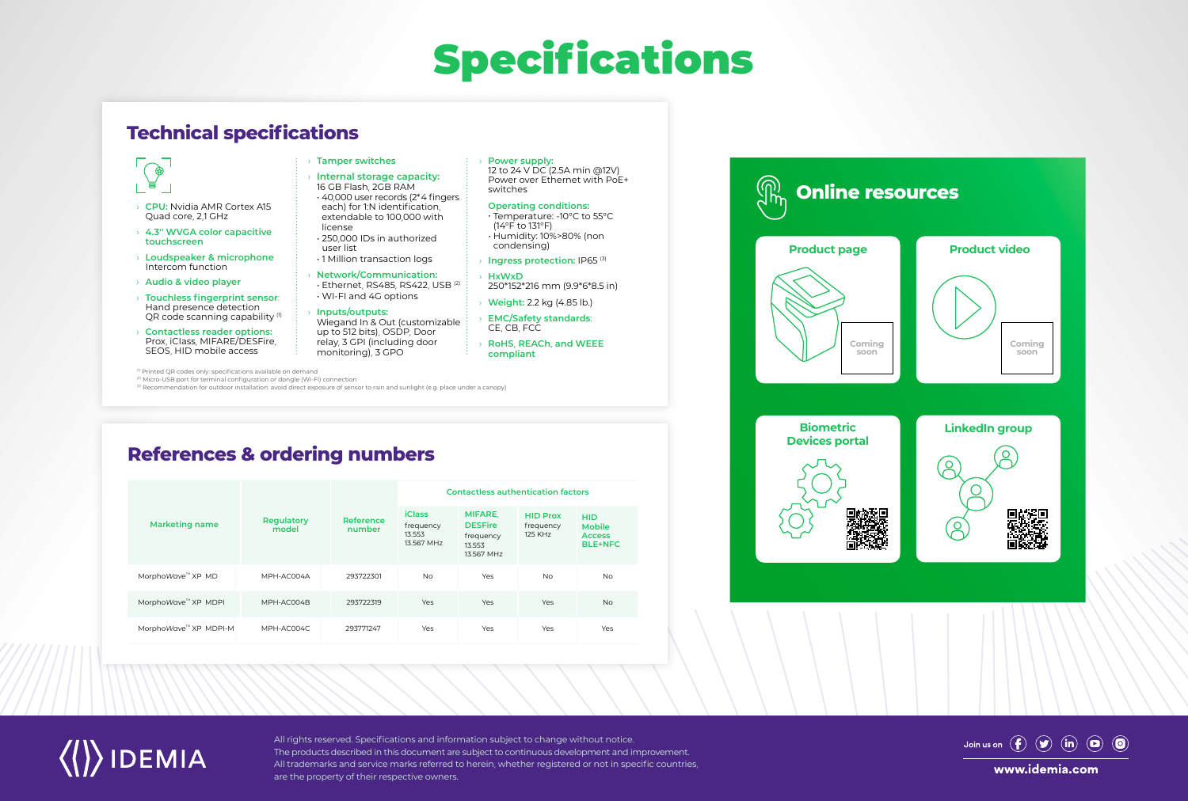# Specifications

## Technical specifications

- **CPU:** Nvidia AMR Cortex A15 Quad core, 2,1 GHz
- **4.3'' WVGA color capacitive touchscreen**
- **Loudspeaker & microphone** Intercom function
- **Audio & video player**
- **Touchless fingerprint sensor:** Hand presence detection QR code scanning capability [1]
- **Contactless reader options:** Prox, iClass, MIFARE/DESFire, SEOS, HID mobile access
- **Tamper switches**
- **Internal storage capacity:** 16 GB Flash, 2GB RAM
  - 40,000 user records (2*4 fingers each) for 1:N identification, extendable to 100,000 with license
  - 250,000 IDs in authorized user list
  - 1 Million transaction logs
- **Network/Communication:**
  - Ethernet, RS485, RS422, USB [2]
  - WI-FI and 4G options
- **Inputs/outputs:** Wiegand In & Out (customizable up to 512 bits), OSDP, Door relay, 3 GPI (including door monitoring), 3 GPO
- **Power supply:** 12 to 24 V DC (2.5A min @12V) Power over Ethernet with PoE+ switches
- **Operating conditions:**
  - Temperature: -10°C to 55°C (14°F to 131°F)
  - Humidity: 10%>80% (non condensing)
- **Ingress protection:** IP65 [3]
- **HxWxD** 250*152*216 mm (9.9*6*8.5 in)
- **Weight:** 2.2 kg (4.85 lb.)
- **EMC/Safety standards:** CE, CB, FCC
- **RoHS, REACh, and WEEE compliant**

[1] Printed QR codes only: specifications available on demand
[2] Micro-USB port for terminal configuration or dongle (WI-FI) connection
[3] Recommendation for outdoor installation: avoid direct exposure of sensor to rain and sunlight (e.g. place under a canopy)

## References & ordering numbers

| Marketing name | Regulatory model | Reference number | Contactless authentication factors | | | |
|---|---|---|---|---|---|---|
| | | | iClass frequency 13.553 13.567 MHz | MIFARE, DESFire frequency 13.553 13.567 MHz | HID Prox frequency 125 KHz | HID Mobile Access BLE+NFC |
| MorphoWave™ XP MD | MPH-AC004A | 293722301 | No | Yes | No | No |
| MorphoWave™ XP MDPI | MPH-AC004B | 293722319 | Yes | Yes | Yes | No |
| MorphoWave™ XP MDPI-M | MPH-AC004C | 293771247 | Yes | Yes | Yes | Yes |

## Online resources

- **Product page** Coming soon
- **Product video** Coming soon
- **Biometric Devices portal**
- **LinkedIn group**

All rights reserved. Specifications and information subject to change without notice. The products described in this document are subject to continuous development and improvement. All trademarks and service marks referred to herein, whether registered or not in specific countries, are the property of their respective owners.

Join us on

www.idemia.com